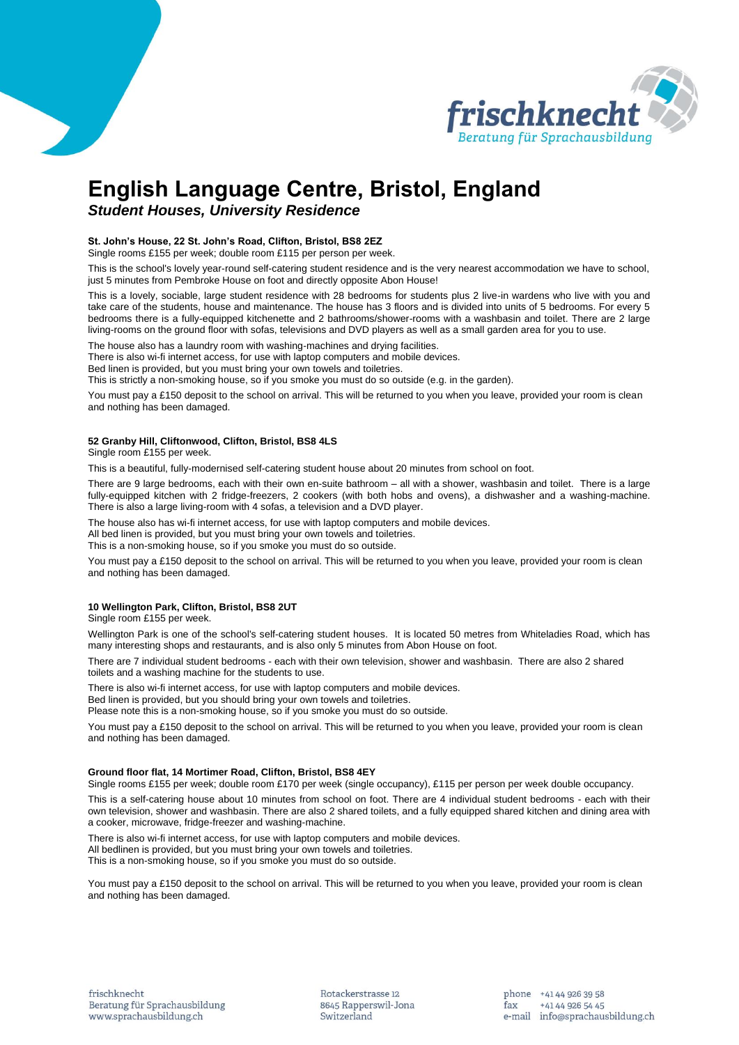# English Language Centre, Bristol, England

***Student Houses, University Residence***

**St. John's House, 22 St. John's Road, Clifton, Bristol, BS8 2EZ**

Single rooms £155 per week; double room £115 per person per week.

This is the school's lovely year-round self-catering student residence and is the very nearest accommodation we have to school, just 5 minutes from Pembroke House on foot and directly opposite Abon House!

This is a lovely, sociable, large student residence with 28 bedrooms for students plus 2 live-in wardens who live with you and take care of the students, house and maintenance. The house has 3 floors and is divided into units of 5 bedrooms. For every 5 bedrooms there is a fully-equipped kitchenette and 2 bathrooms/shower-rooms with a washbasin and toilet. There are 2 large living-rooms on the ground floor with sofas, televisions and DVD players as well as a small garden area for you to use.

The house also has a laundry room with washing-machines and drying facilities.
There is also wi-fi internet access, for use with laptop computers and mobile devices.
Bed linen is provided, but you must bring your own towels and toiletries.
This is strictly a non-smoking house, so if you smoke you must do so outside (e.g. in the garden).

You must pay a £150 deposit to the school on arrival. This will be returned to you when you leave, provided your room is clean and nothing has been damaged.

**52 Granby Hill, Cliftonwood, Clifton, Bristol, BS8 4LS**

Single room £155 per week.

This is a beautiful, fully-modernised self-catering student house about 20 minutes from school on foot.

There are 9 large bedrooms, each with their own en-suite bathroom – all with a shower, washbasin and toilet. There is a large fully-equipped kitchen with 2 fridge-freezers, 2 cookers (with both hobs and ovens), a dishwasher and a washing-machine. There is also a large living-room with 4 sofas, a television and a DVD player.

The house also has wi-fi internet access, for use with laptop computers and mobile devices.
All bed linen is provided, but you must bring your own towels and toiletries.
This is a non-smoking house, so if you smoke you must do so outside.

You must pay a £150 deposit to the school on arrival. This will be returned to you when you leave, provided your room is clean and nothing has been damaged.

**10 Wellington Park, Clifton, Bristol, BS8 2UT**

Single room £155 per week.

Wellington Park is one of the school's self-catering student houses. It is located 50 metres from Whiteladies Road, which has many interesting shops and restaurants, and is also only 5 minutes from Abon House on foot.

There are 7 individual student bedrooms - each with their own television, shower and washbasin. There are also 2 shared toilets and a washing machine for the students to use.

There is also wi-fi internet access, for use with laptop computers and mobile devices.
Bed linen is provided, but you should bring your own towels and toiletries.
Please note this is a non-smoking house, so if you smoke you must do so outside.

You must pay a £150 deposit to the school on arrival. This will be returned to you when you leave, provided your room is clean and nothing has been damaged.

**Ground floor flat, 14 Mortimer Road, Clifton, Bristol, BS8 4EY**

Single rooms £155 per week; double room £170 per week (single occupancy), £115 per person per week double occupancy.

This is a self-catering house about 10 minutes from school on foot. There are 4 individual student bedrooms - each with their own television, shower and washbasin. There are also 2 shared toilets, and a fully equipped shared kitchen and dining area with a cooker, microwave, fridge-freezer and washing-machine.

There is also wi-fi internet access, for use with laptop computers and mobile devices.
All bedlinen is provided, but you must bring your own towels and toiletries.
This is a non-smoking house, so if you smoke you must do so outside.

You must pay a £150 deposit to the school on arrival. This will be returned to you when you leave, provided your room is clean and nothing has been damaged.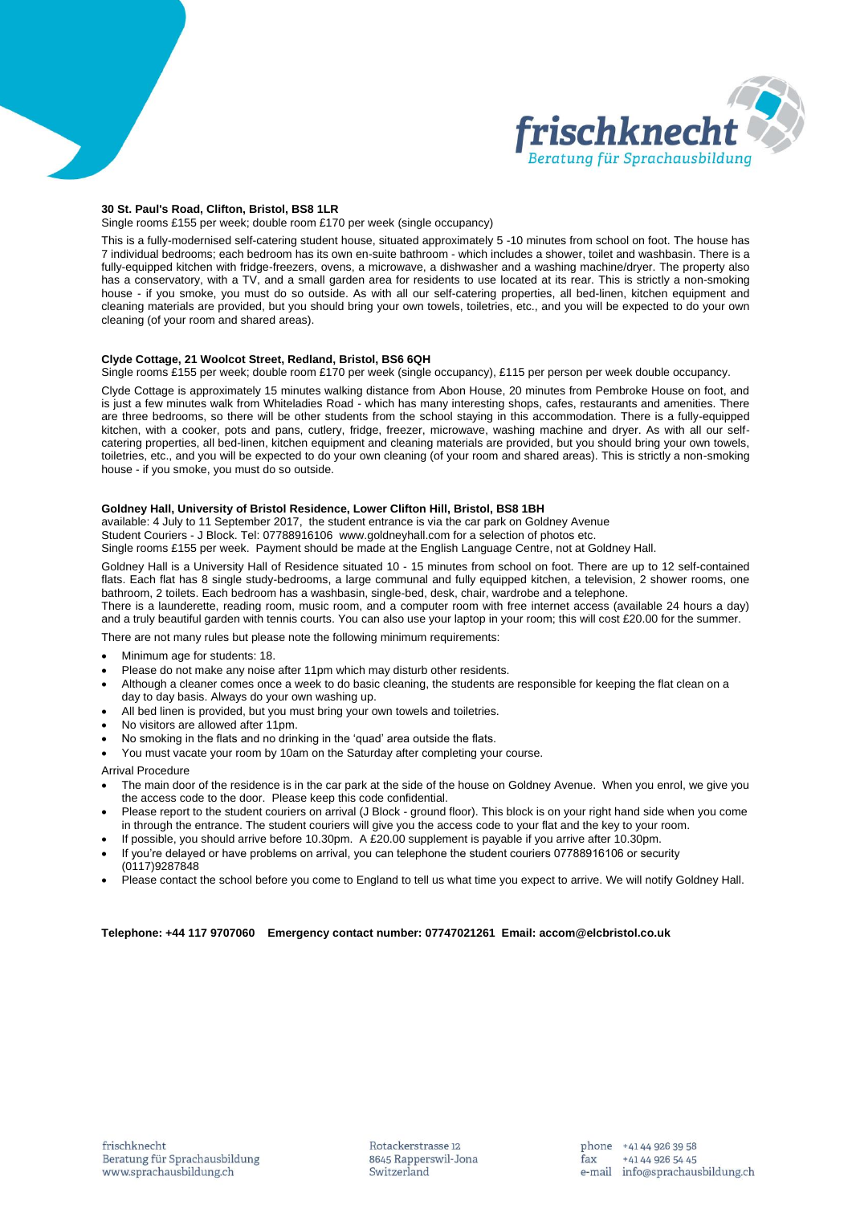**30 St. Paul's Road, Clifton, Bristol, BS8 1LR**

Single rooms £155 per week; double room £170 per week (single occupancy)

This is a fully-modernised self-catering student house, situated approximately 5 -10 minutes from school on foot. The house has 7 individual bedrooms; each bedroom has its own en-suite bathroom - which includes a shower, toilet and washbasin. There is a fully-equipped kitchen with fridge-freezers, ovens, a microwave, a dishwasher and a washing machine/dryer. The property also has a conservatory, with a TV, and a small garden area for residents to use located at its rear. This is strictly a non-smoking house - if you smoke, you must do so outside. As with all our self-catering properties, all bed-linen, kitchen equipment and cleaning materials are provided, but you should bring your own towels, toiletries, etc., and you will be expected to do your own cleaning (of your room and shared areas).

**Clyde Cottage, 21 Woolcot Street, Redland, Bristol, BS6 6QH**

Single rooms £155 per week; double room £170 per week (single occupancy), £115 per person per week double occupancy.

Clyde Cottage is approximately 15 minutes walking distance from Abon House, 20 minutes from Pembroke House on foot, and is just a few minutes walk from Whiteladies Road - which has many interesting shops, cafes, restaurants and amenities. There are three bedrooms, so there will be other students from the school staying in this accommodation. There is a fully-equipped kitchen, with a cooker, pots and pans, cutlery, fridge, freezer, microwave, washing machine and dryer. As with all our self-catering properties, all bed-linen, kitchen equipment and cleaning materials are provided, but you should bring your own towels, toiletries, etc., and you will be expected to do your own cleaning (of your room and shared areas). This is strictly a non-smoking house - if you smoke, you must do so outside.

**Goldney Hall, University of Bristol Residence, Lower Clifton Hill, Bristol, BS8 1BH**

available: 4 July to 11 September 2017, the student entrance is via the car park on Goldney Avenue
Student Couriers - J Block. Tel: 07788916106 www.goldneyhall.com for a selection of photos etc.
Single rooms £155 per week. Payment should be made at the English Language Centre, not at Goldney Hall.

Goldney Hall is a University Hall of Residence situated 10 - 15 minutes from school on foot. There are up to 12 self-contained flats. Each flat has 8 single study-bedrooms, a large communal and fully equipped kitchen, a television, 2 shower rooms, one bathroom, 2 toilets. Each bedroom has a washbasin, single-bed, desk, chair, wardrobe and a telephone.
There is a launderette, reading room, music room, and a computer room with free internet access (available 24 hours a day) and a truly beautiful garden with tennis courts. You can also use your laptop in your room; this will cost £20.00 for the summer.

There are not many rules but please note the following minimum requirements:

- Minimum age for students: 18.
- Please do not make any noise after 11pm which may disturb other residents.
- Although a cleaner comes once a week to do basic cleaning, the students are responsible for keeping the flat clean on a day to day basis. Always do your own washing up.
- All bed linen is provided, but you must bring your own towels and toiletries.
- No visitors are allowed after 11pm.
- No smoking in the flats and no drinking in the 'quad' area outside the flats.
- You must vacate your room by 10am on the Saturday after completing your course.

Arrival Procedure

- The main door of the residence is in the car park at the side of the house on Goldney Avenue. When you enrol, we give you the access code to the door. Please keep this code confidential.
- Please report to the student couriers on arrival (J Block - ground floor). This block is on your right hand side when you come in through the entrance. The student couriers will give you the access code to your flat and the key to your room.
- If possible, you should arrive before 10.30pm. A £20.00 supplement is payable if you arrive after 10.30pm.
- If you're delayed or have problems on arrival, you can telephone the student couriers 07788916106 or security (0117)9287848
- Please contact the school before you come to England to tell us what time you expect to arrive. We will notify Goldney Hall.

**Telephone: +44 117 9707060 Emergency contact number: 07747021261 Email: accom@elcbristol.co.uk**